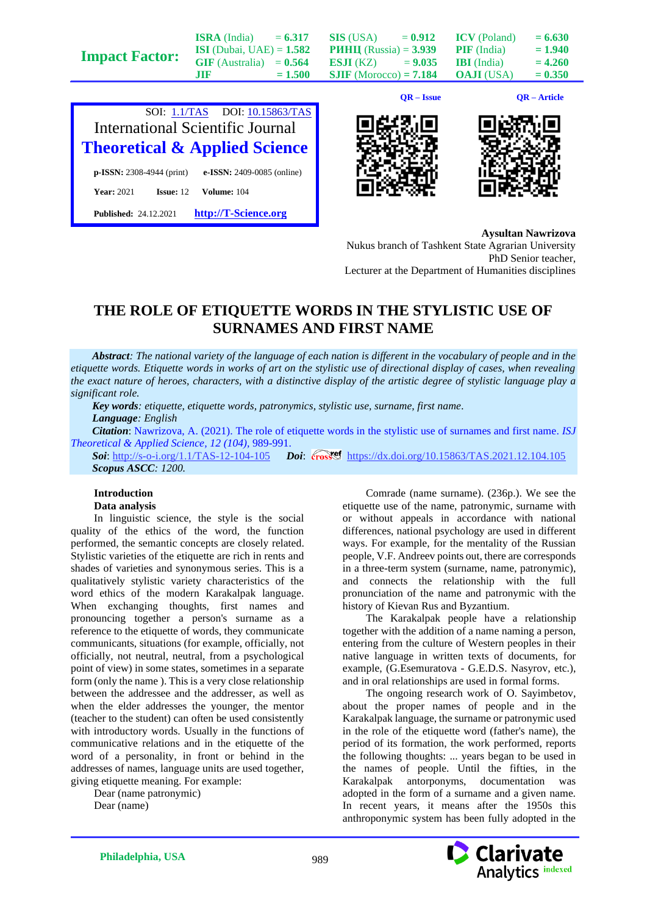Aysultan Nawrizova
Nukus branch of Tashkent State Agrarian University
PhD Senior teacher,
Lecturer at the Department of Humanities disciplines

# THE ROLE OF ETIQUETTE WORDS IN THE STYLISTIC USE OF SURNAMES AND FIRST NAME

***Abstract***: *The national variety of the language of each nation is different in the vocabulary of people and in the etiquette words. Etiquette words in works of art on the stylistic use of directional display of cases, when revealing the exact nature of heroes, characters, with a distinctive display of the artistic degree of stylistic language play a significant role.*

***Key words***: *etiquette, etiquette words, patronymics, stylistic use, surname, first name.*

***Language***: *English*

***Citation***: Nawrizova, A. (2021). The role of etiquette words in the stylistic use of surnames and first name. *ISJ Theoretical & Applied Science, 12 (104),* 989-991.

***Soi***: http://s-o-i.org/1.1/TAS-12-104-105 ***Doi***: https://dx.doi.org/10.15863/TAS.2021.12.104.105

***Scopus ASCC***: *1200.*

## Introduction

### Data analysis

In linguistic science, the style is the social quality of the ethics of the word, the function performed, the semantic concepts are closely related. Stylistic varieties of the etiquette are rich in rents and shades of varieties and synonymous series. This is a qualitatively stylistic variety characteristics of the word ethics of the modern Karakalpak language. When exchanging thoughts, first names and pronouncing together a person's surname as a reference to the etiquette of words, they communicate communicants, situations (for example, officially, not officially, not neutral, neutral, from a psychological point of view) in some states, sometimes in a separate form (only the name ). This is a very close relationship between the addressee and the addresser, as well as when the elder addresses the younger, the mentor (teacher to the student) can often be used consistently with introductory words. Usually in the functions of communicative relations and in the etiquette of the word of a personality, in front or behind in the addresses of names, language units are used together, giving etiquette meaning. For example:

Dear (name patronymic)
Dear (name)
Comrade (name surname). (236p.). We see the etiquette use of the name, patronymic, surname with or without appeals in accordance with national differences, national psychology are used in different ways. For example, for the mentality of the Russian people, V.F. Andreev points out, there are corresponds in a three-term system (surname, name, patronymic), and connects the relationship with the full pronunciation of the name and patronymic with the history of Kievan Rus and Byzantium.

The Karakalpak people have a relationship together with the addition of a name naming a person, entering from the culture of Western peoples in their native language in written texts of documents, for example, (G.Esemuratova - G.E.D.S. Nasyrov, etc.), and in oral relationships are used in formal forms.

The ongoing research work of O. Sayimbetov, about the proper names of people and in the Karakalpak language, the surname or patronymic used in the role of the etiquette word (father's name), the period of its formation, the work performed, reports the following thoughts: ... years began to be used in the names of people. Until the fifties, in the Karakalpak antorponyms, documentation was adopted in the form of a surname and a given name. In recent years, it means after the 1950s this anthropomymic system has been fully adopted in the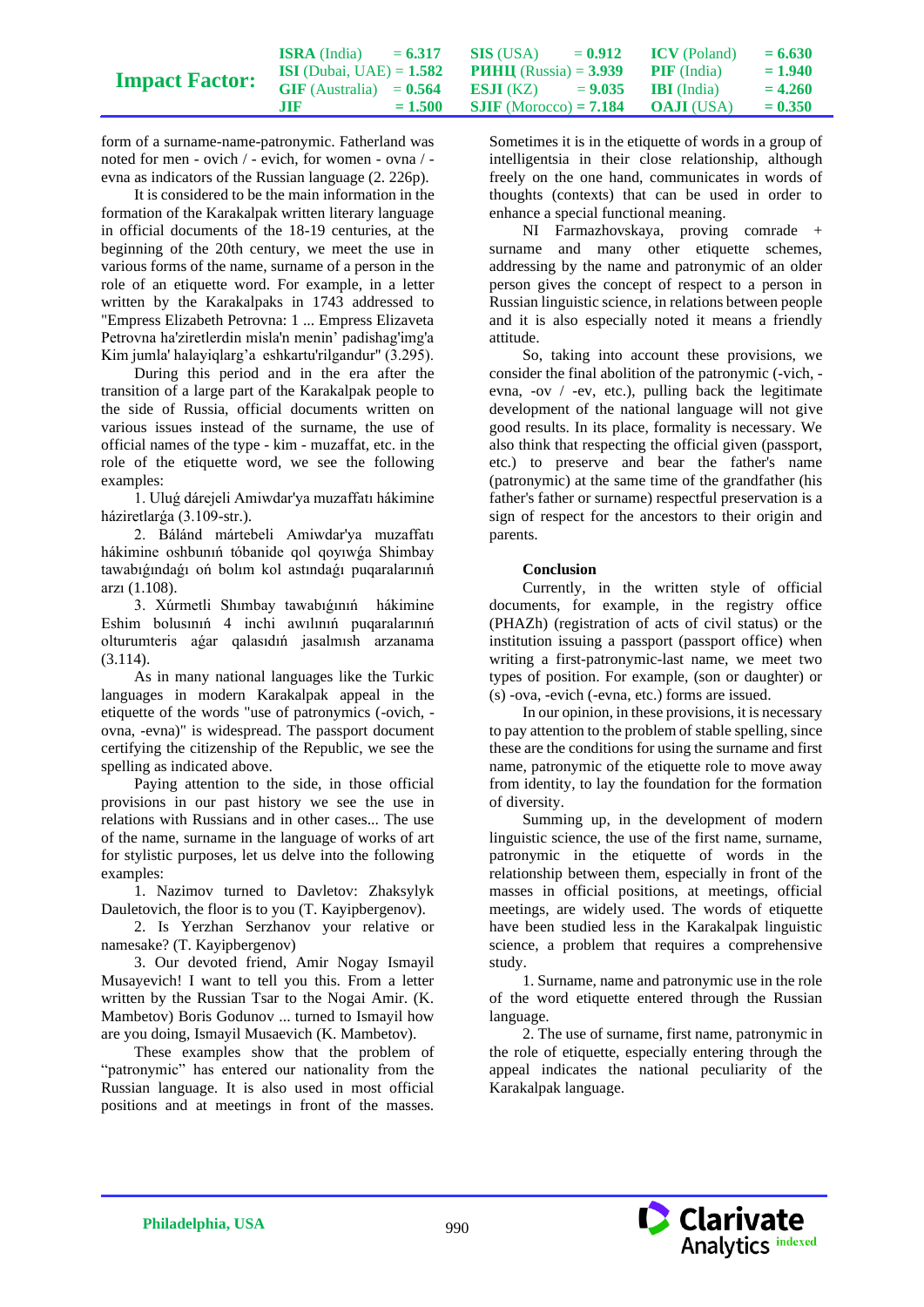form of a surname-name-patronymic. Fatherland was noted for men - ovich / - evich, for women - ovna / - evna as indicators of the Russian language (2. 226p).

It is considered to be the main information in the formation of the Karakalpak written literary language in official documents of the 18-19 centuries, at the beginning of the 20th century, we meet the use in various forms of the name, surname of a person in the role of an etiquette word. For example, in a letter written by the Karakalpaks in 1743 addressed to "Empress Elizabeth Petrovna: 1 ... Empress Elizaveta Petrovna ha'ziretlerdin misla'n menin' padishag'img'a Kim jumla' halayiqlarg'a eshkartu'rilgandur" (3.295).

During this period and in the era after the transition of a large part of the Karakalpak people to the side of Russia, official documents written on various issues instead of the surname, the use of official names of the type - kim - muzaffat, etc. in the role of the etiquette word, we see the following examples:

1. Uluǵ dárejeli Amiwdar'ya muzaffatı hákimine háziretlarǵa (3.109-str.).

2. Báland mártebeli Amiwdar'ya muzaffatı hákimine oshbunıń tóbanide qol qoyıwǵa Shimbay tawabıǵındaǵı oń bolım kol astındaǵı puqaralarınıń arzı (1.108).

3. Xúrmetli Shımbay tawabıǵınıń hákimine Eshim bolusınıń 4 inchi awılınıń puqaralarınıń olturumteris aǵar qalasıdıń jasalmısh arzanama (3.114).

As in many national languages like the Turkic languages in modern Karakalpak appeal in the etiquette of the words "use of patronymics (-ovich, -ovna, -evna)" is widespread. The passport document certifying the citizenship of the Republic, we see the spelling as indicated above.

Paying attention to the side, in those official provisions in our past history we see the use in relations with Russians and in other cases... The use of the name, surname in the language of works of art for stylistic purposes, let us delve into the following examples:

1. Nazimov turned to Davletov: Zhaksylyk Dauletovich, the floor is to you (T. Kayipbergenov).

2. Is Yerzhan Serzhanov your relative or namesake? (T. Kayipbergenov)

3. Our devoted friend, Amir Nogay Ismayil Musayevich! I want to tell you this. From a letter written by the Russian Tsar to the Nogai Amir. (K. Mambetov) Boris Godunov ... turned to Ismayil how are you doing, Ismayil Musaevich (K. Mambetov).

These examples show that the problem of "patronymic" has entered our nationality from the Russian language. It is also used in most official positions and at meetings in front of the masses. Sometimes it is in the etiquette of words in a group of intelligentsia in their close relationship, although freely on the one hand, communicates in words of thoughts (contexts) that can be used in order to enhance a special functional meaning.

NI Farmazhovskaya, proving comrade + surname and many other etiquette schemes, addressing by the name and patronymic of an older person gives the concept of respect to a person in Russian linguistic science, in relations between people and it is also especially noted it means a friendly attitude.

So, taking into account these provisions, we consider the final abolition of the patronymic (-vich, -evna, -ov / -ev, etc.), pulling back the legitimate development of the national language will not give good results. In its place, formality is necessary. We also think that respecting the official give (passport, etc.) to preserve and bear the father's name (patronymic) at the same time of the grandfather (his father's father or surname) respectful preservation is a sign of respect for the ancestors to their origin and parents.

**Conclusion**

Currently, in the written style of official documents, for example, in the registry office (PHAZh) (registration of acts of civil status) or the institution issuing a passport (passport office) when writing a first-patronymic-last name, we meet two types of position. For example, (son or daughter) or (s) -ova, -evich (-evna, etc.) forms are issued.

In our opinion, in these provisions, it is necessary to pay attention to the problem of stable spelling, since these are the conditions for using the surname and first name, patronymic of the etiquette role to move away from identity, to lay the foundation for the formation of diversity.

Summing up, in the development of modern linguistic science, the use of the first name, surname, patronymic in the etiquette of words in the relationship between them, especially in front of the masses in official positions, at meetings, official meetings, are widely used. The words of etiquette have been studied less in the Karakalpak linguistic science, a problem that requires a comprehensive study.

1. Surname, name and patronymic use in the role of the word etiquette entered through the Russian language.

2. The use of surname, first name, patronymic in the role of etiquette, especially entering through the appeal indicates the national peculiarity of the Karakalpak language.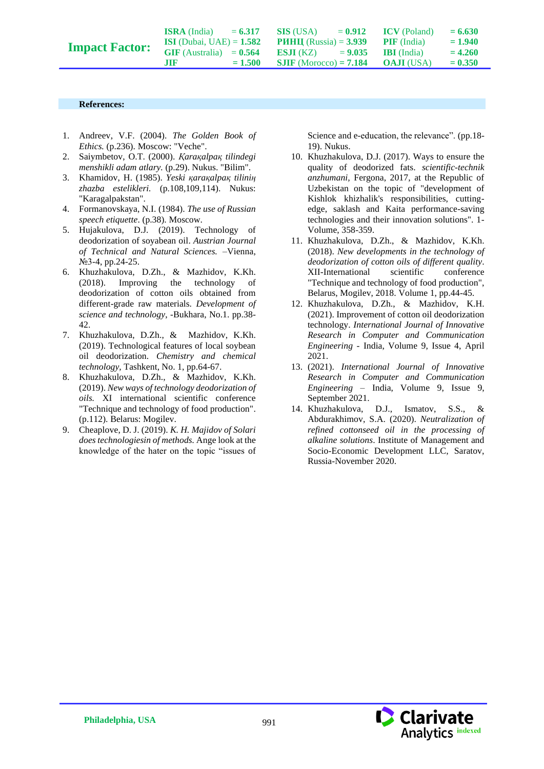**References:**

1. Andreev, V.F. (2004). *The Golden Book of Ethics.* (p.236). Moscow: "Veche".
2. Saiymbetov, O.T. (2000). *Қaraқalpaқ tilindegi menshikli adam atlary.* (p.29). Nukus. "Bilim".
3. Khamidov, H. (1985). *Yeski қaraқalpaқ tiliniң zhazba estelikleri.* (p.108,109,114). Nukus: "Karagalpakstan".
4. Formanovskaya, N.I. (1984). *The use of Russian speech etiquette*. (p.38). Moscow.
5. Hujakulova, D.J. (2019). Technology of deodorization of soyabean oil. *Austrian Journal of Technical and Natural Sciences.* –Vienna, №3-4, pp.24-25.
6. Khuzhakulova, D.Zh., & Mazhidov, K.Kh. (2018). Improving the technology of deodorization of cotton oils obtained from different-grade raw materials. *Development of science and technology*, -Bukhara, No.1. pp.38-42.
7. Khuzhakulova, D.Zh., & Mazhidov, K.Kh. (2019). Technological features of local soybean oil deodorization. *Chemistry and chemical technology,* Tashkent, No. 1, pp.64-67.
8. Khuzhakulova, D.Zh., & Mazhidov, K.Kh. (2019). *New ways of technology deodorization of oils.* XI international scientific conference "Technique and technology of food production". (p.112). Belarus: Mogilev.
9. Cheaplove, D. J. (2019). *K. H. Majidov of Solari does technologiesin of methods.* Ange look at the knowledge of the hater on the topic "issues of Science and e-education, the relevance". (pp.18-19). Nukus.
10. Khuzhakulova, D.J. (2017). Ways to ensure the quality of deodorized fats. *scientific-technik anzhumani,* Fergona, 2017, at the Republic of Uzbekistan on the topic of "development of Kishlok khizhalik's responsibilities, cutting-edge, saklash and Kaita performance-saving technologies and their innovation solutions". 1-Volume, 358-359.
11. Khuzhakulova, D.Zh., & Mazhidov, K.Kh. (2018). *New developments in the technology of deodorization of cotton oils of different quality*. XII-International scientific conference "Technique and technology of food production", Belarus, Mogilev, 2018. Volume 1, pp.44-45.
12. Khuzhakulova, D.Zh., & Mazhidov, K.H. (2021). Improvement of cotton oil deodorization technology. *International Journal of Innovative Research in Computer and Communication Engineering* - India, Volume 9, Issue 4, April 2021.
13. (2021). *International Journal of Innovative Research in Computer and Communication Engineering* – India, Volume 9, Issue 9, September 2021.
14. Khuzhakulova, D.J., Ismatov, S.S., & Abdurakhimov, S.A. (2020). *Neutralization of refined cottonseed oil in the processing of alkaline solutions*. Institute of Management and Socio-Economic Development LLC, Saratov, Russia-November 2020.